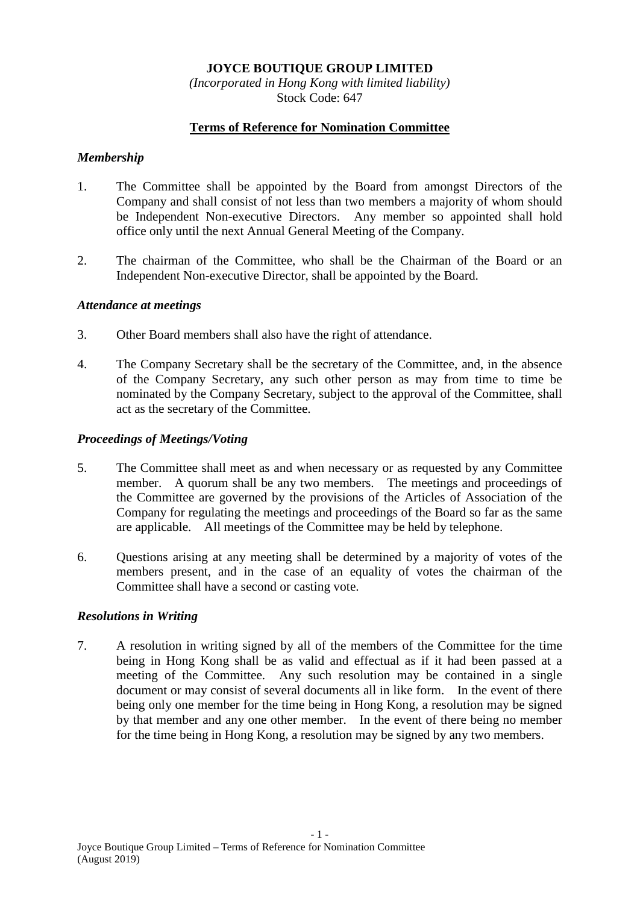**JOYCE BOUTIQUE GROUP LIMITED**

*(Incorporated in Hong Kong with limited liability)*

Stock Code: 647

## Terms of Reference for Nomination Committee

### *Membership*

1. The Committee shall be appointed by the Board from amongst Directors of the Company and shall consist of not less than two members a majority of whom should be Independent Non-executive Directors. Any member so appointed shall hold office only until the next Annual General Meeting of the Company.

2. The chairman of the Committee, who shall be the Chairman of the Board or an Independent Non-executive Director, shall be appointed by the Board.

### *Attendance at meetings*

3. Other Board members shall also have the right of attendance.

4. The Company Secretary shall be the secretary of the Committee, and, in the absence of the Company Secretary, any such other person as may from time to time be nominated by the Company Secretary, subject to the approval of the Committee, shall act as the secretary of the Committee.

### *Proceedings of Meetings/Voting*

5. The Committee shall meet as and when necessary or as requested by any Committee member. A quorum shall be any two members. The meetings and proceedings of the Committee are governed by the provisions of the Articles of Association of the Company for regulating the meetings and proceedings of the Board so far as the same are applicable. All meetings of the Committee may be held by telephone.

6. Questions arising at any meeting shall be determined by a majority of votes of the members present, and in the case of an equality of votes the chairman of the Committee shall have a second or casting vote.

### *Resolutions in Writing*

7. A resolution in writing signed by all of the members of the Committee for the time being in Hong Kong shall be as valid and effectual as if it had been passed at a meeting of the Committee. Any such resolution may be contained in a single document or may consist of several documents all in like form. In the event of there being only one member for the time being in Hong Kong, a resolution may be signed by that member and any one other member. In the event of there being no member for the time being in Hong Kong, a resolution may be signed by any two members.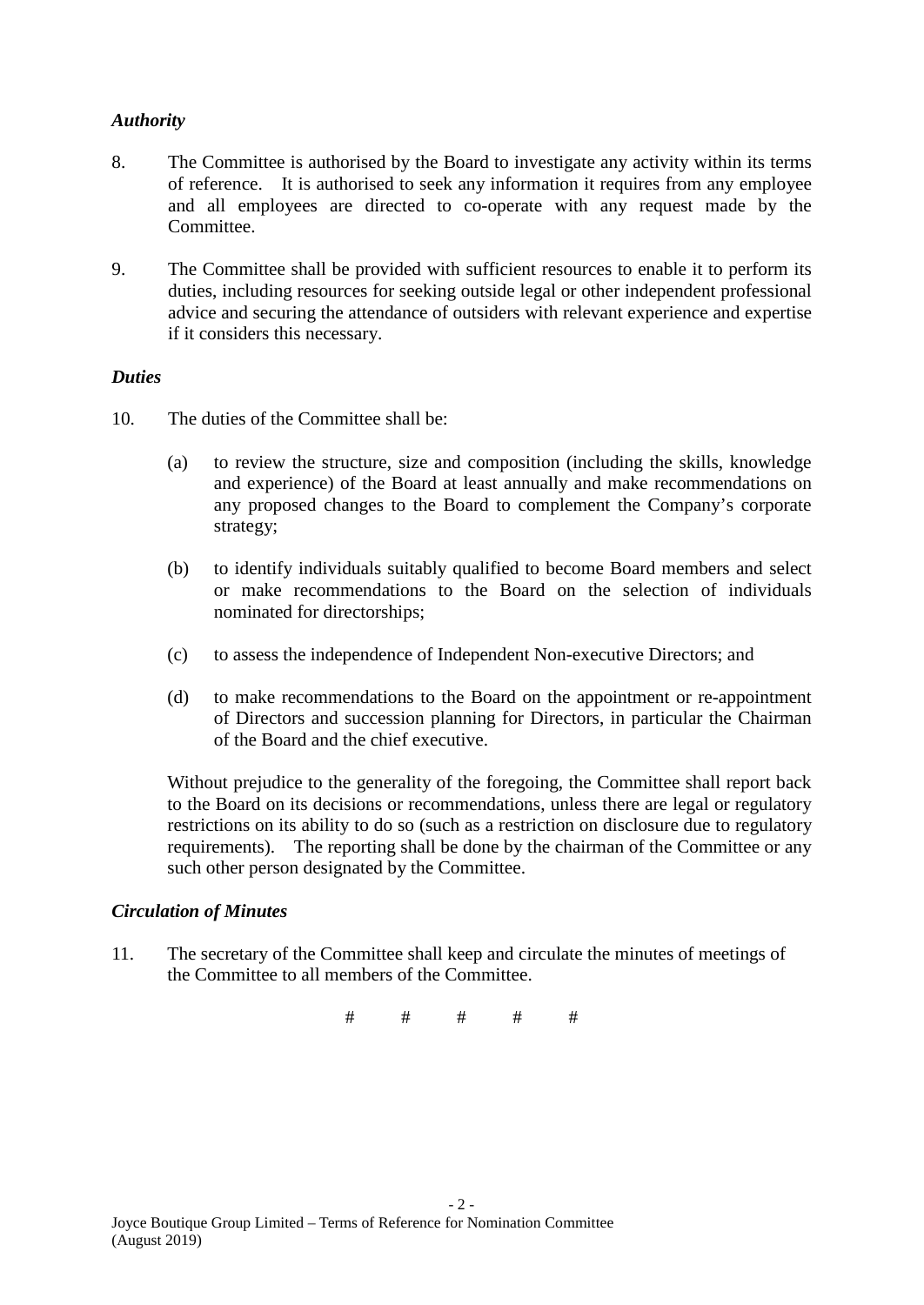*Authority*

8. The Committee is authorised by the Board to investigate any activity within its terms of reference. It is authorised to seek any information it requires from any employee and all employees are directed to co-operate with any request made by the Committee.

9. The Committee shall be provided with sufficient resources to enable it to perform its duties, including resources for seeking outside legal or other independent professional advice and securing the attendance of outsiders with relevant experience and expertise if it considers this necessary.

*Duties*

10. The duties of the Committee shall be:

    (a) to review the structure, size and composition (including the skills, knowledge and experience) of the Board at least annually and make recommendations on any proposed changes to the Board to complement the Company's corporate strategy;

    (b) to identify individuals suitably qualified to become Board members and select or make recommendations to the Board on the selection of individuals nominated for directorships;

    (c) to assess the independence of Independent Non-executive Directors; and

    (d) to make recommendations to the Board on the appointment or re-appointment of Directors and succession planning for Directors, in particular the Chairman of the Board and the chief executive.

    Without prejudice to the generality of the foregoing, the Committee shall report back to the Board on its decisions or recommendations, unless there are legal or regulatory restrictions on its ability to do so (such as a restriction on disclosure due to regulatory requirements). The reporting shall be done by the chairman of the Committee or any such other person designated by the Committee.

*Circulation of Minutes*

11. The secretary of the Committee shall keep and circulate the minutes of meetings of the Committee to all members of the Committee.

# # # # #